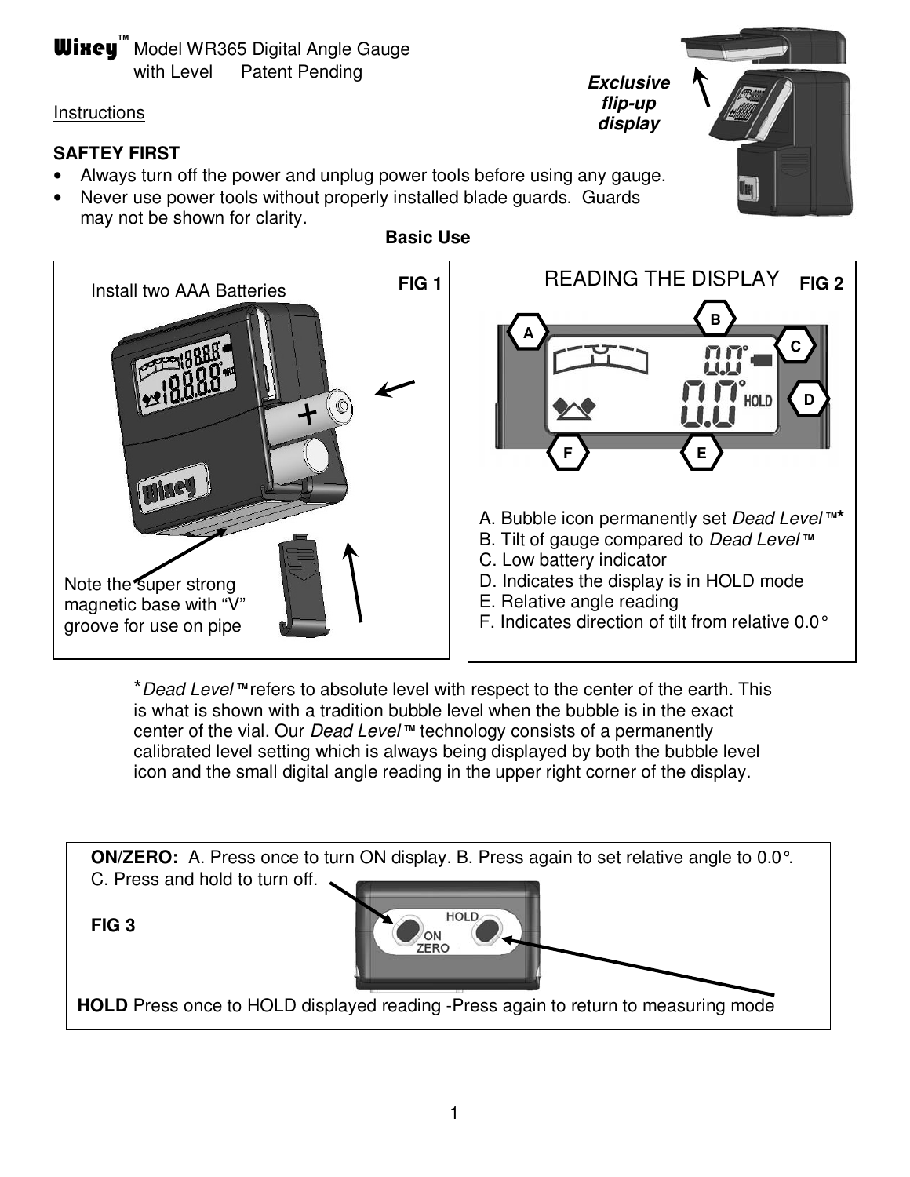**Wixey**™ Model WR365 Digital Angle Gauge with Level Patent Pending

Instructions

***Exclusive flip-up display***

**SAFTEY FIRST**

- Always turn off the power and unplug power tools before using any gauge.
- Never use power tools without properly installed blade guards. Guards may not be shown for clarity.

**Basic Use**

**FIG 1**

Install two AAA Batteries

Note the super strong magnetic base with "V" groove for use on pipe

**FIG 2**

READING THE DISPLAY

A. Bubble icon permanently set *Dead Level*™*
B. Tilt of gauge compared to *Dead Level*™
C. Low battery indicator
D. Indicates the display is in HOLD mode
E. Relative angle reading
F. Indicates direction of tilt from relative 0.0°

**Dead Level*™ refers to absolute level with respect to the center of the earth. This is what is shown with a tradition bubble level when the bubble is in the exact center of the vial. Our *Dead Level*™ technology consists of a permanently calibrated level setting which is always being displayed by both the bubble level icon and the small digital angle reading in the upper right corner of the display.

**ON/ZERO:** A. Press once to turn ON display. B. Press again to set relative angle to 0.0°. C. Press and hold to turn off.

**FIG 3**

**HOLD** Press once to HOLD displayed reading -Press again to return to measuring mode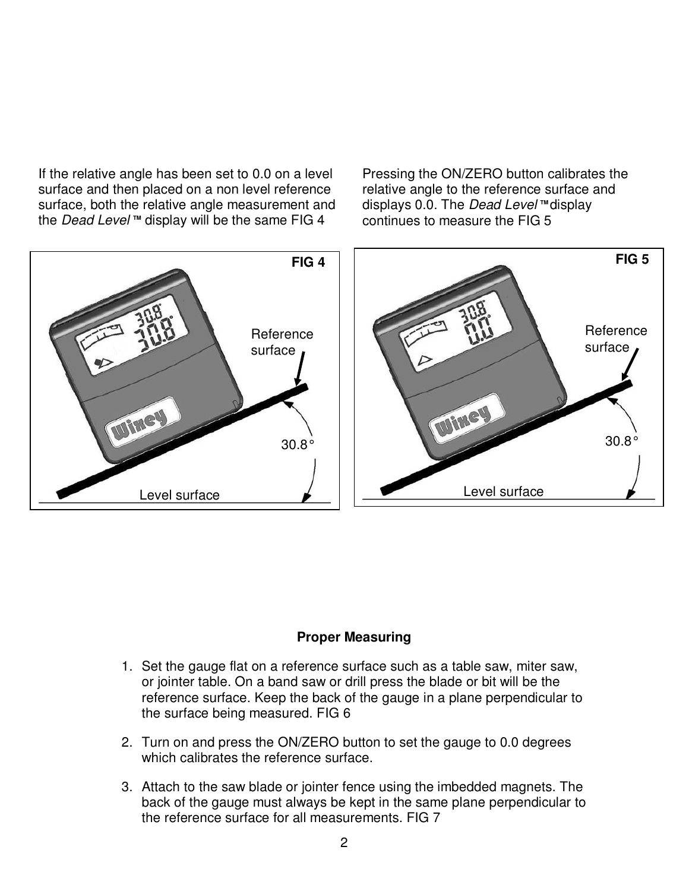If the relative angle has been set to 0.0 on a level surface and then placed on a non level reference surface, both the relative angle measurement and the *Dead Level™* display will be the same FIG 4

Pressing the ON/ZERO button calibrates the relative angle to the reference surface and displays 0.0. The *Dead Level™* display continues to measure the FIG 5

FIG 4

Reference surface

30.8°

Level surface

FIG 5

Reference surface

30.8°

Level surface

**Proper Measuring**

1. Set the gauge flat on a reference surface such as a table saw, miter saw, or jointer table. On a band saw or drill press the blade or bit will be the reference surface. Keep the back of the gauge in a plane perpendicular to the surface being measured. FIG 6

2. Turn on and press the ON/ZERO button to set the gauge to 0.0 degrees which calibrates the reference surface.

3. Attach to the saw blade or jointer fence using the imbedded magnets. The back of the gauge must always be kept in the same plane perpendicular to the reference surface for all measurements. FIG 7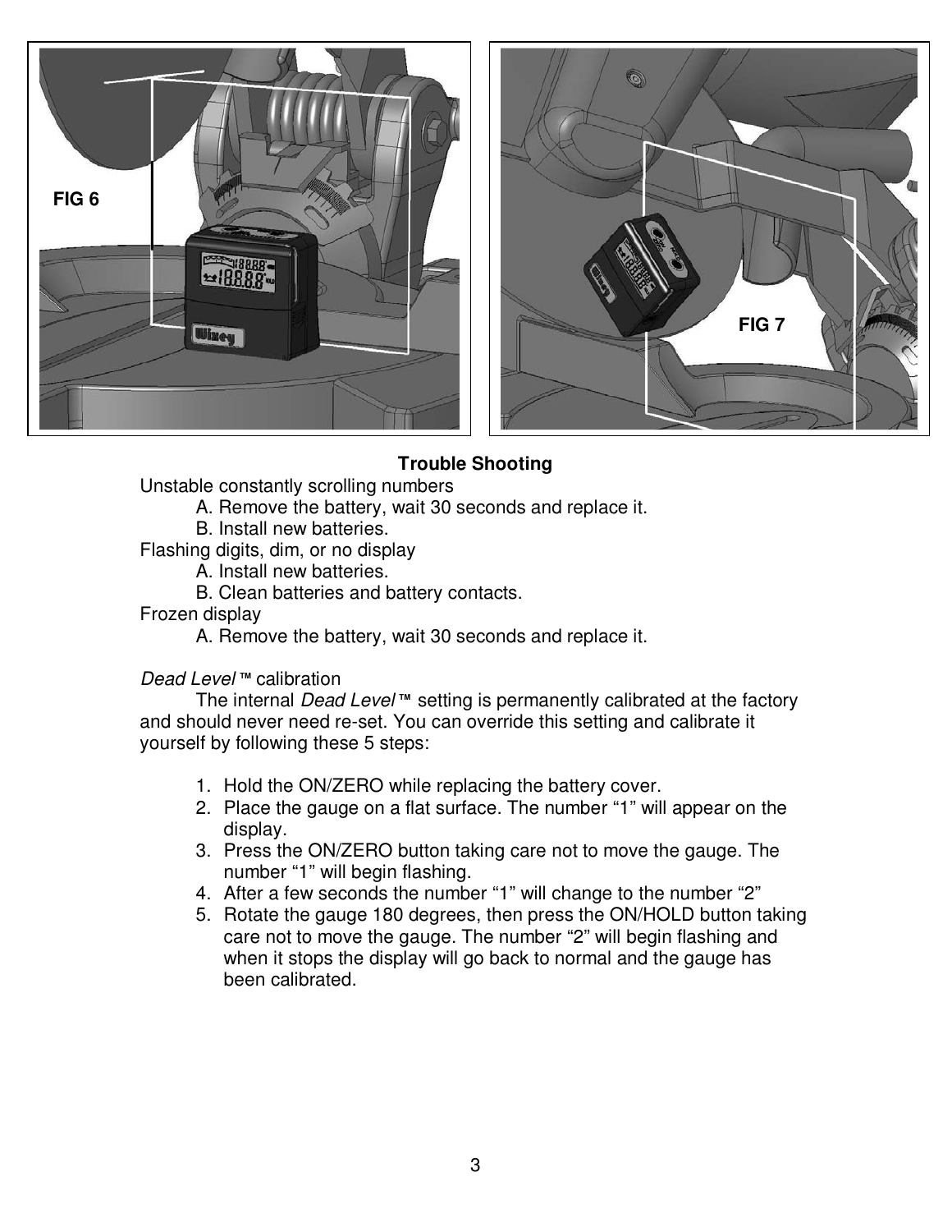FIG 6

FIG 7

**Trouble Shooting**

Unstable constantly scrolling numbers

A. Remove the battery, wait 30 seconds and replace it.
B. Install new batteries.

Flashing digits, dim, or no display

A. Install new batteries.
B. Clean batteries and battery contacts.

Frozen display

A. Remove the battery, wait 30 seconds and replace it.

*Dead Level* **™** calibration

The internal *Dead Level* **™** setting is permanently calibrated at the factory and should never need re-set. You can override this setting and calibrate it yourself by following these 5 steps:

1. Hold the ON/ZERO while replacing the battery cover.
2. Place the gauge on a flat surface. The number “1” will appear on the display.
3. Press the ON/ZERO button taking care not to move the gauge. The number “1” will begin flashing.
4. After a few seconds the number “1” will change to the number “2”
5. Rotate the gauge 180 degrees, then press the ON/HOLD button taking care not to move the gauge. The number “2” will begin flashing and when it stops the display will go back to normal and the gauge has been calibrated.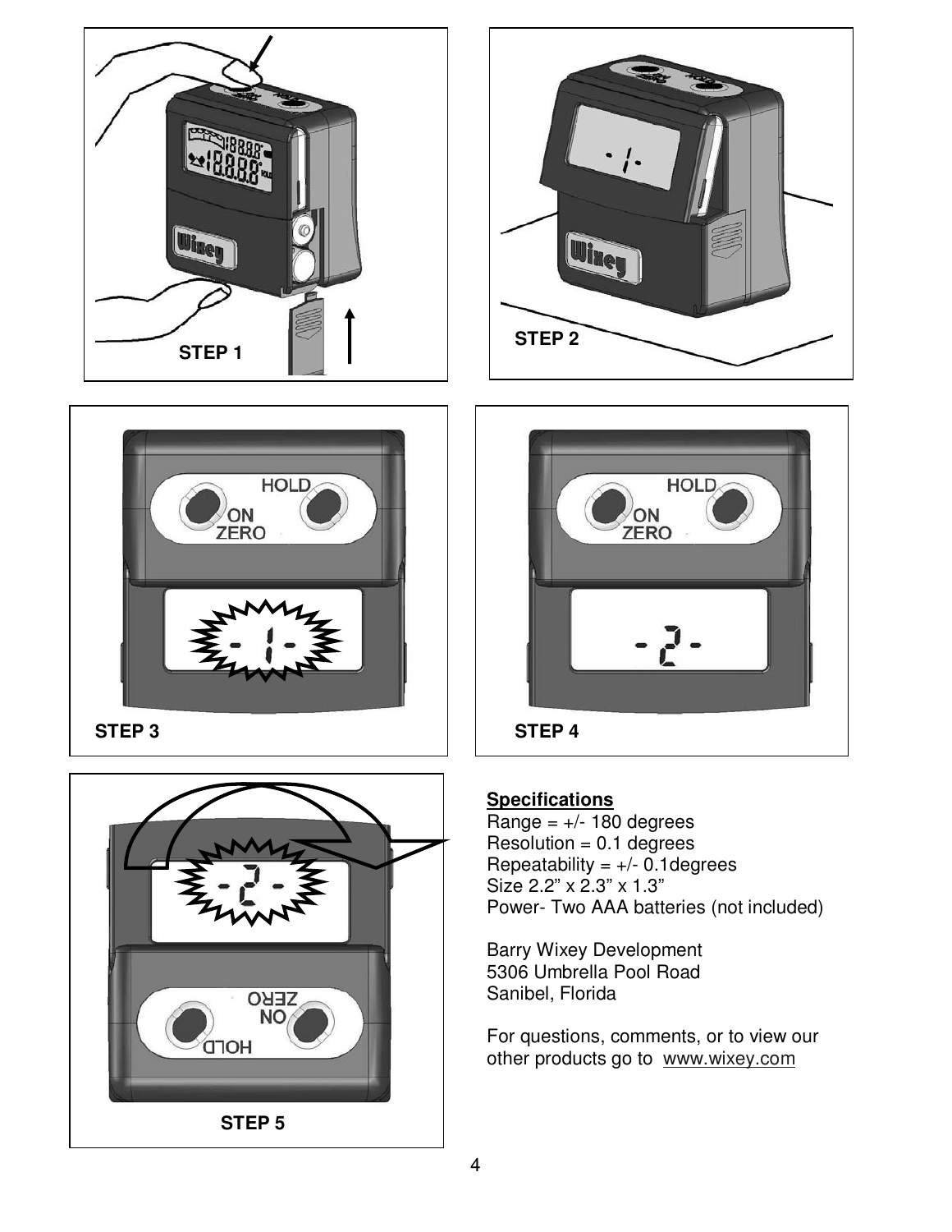STEP 1

STEP 2

STEP 3

STEP 4

STEP 5

**Specifications**

Range = +/- 180 degrees
Resolution = 0.1 degrees
Repeatability = +/- 0.1degrees
Size 2.2” x 2.3” x 1.3”
Power- Two AAA batteries (not included)

Barry Wixey Development
5306 Umbrella Pool Road
Sanibel, Florida

For questions, comments, or to view our other products go to www.wixey.com